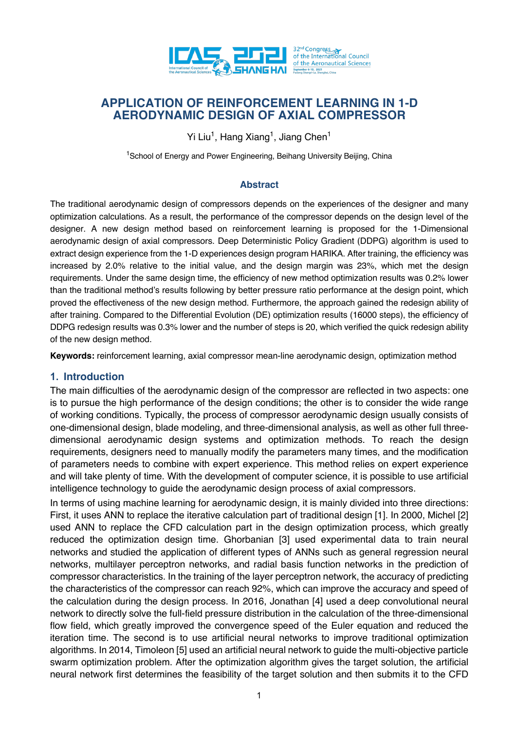# APPLICATION OF REINFORCEMENT LEARNING IN 1-D AERODYNAMIC DESIGN OF AXIAL COMPRESSOR

Yi Liu[1], Hang Xiang[1], Jiang Chen[1]

[1]School of Energy and Power Engineering, Beihang University Beijing, China

## Abstract

The traditional aerodynamic design of compressors depends on the experiences of the designer and many optimization calculations. As a result, the performance of the compressor depends on the design level of the designer. A new design method based on reinforcement learning is proposed for the 1-Dimensional aerodynamic design of axial compressors. Deep Deterministic Policy Gradient (DDPG) algorithm is used to extract design experience from the 1-D experiences design program HARIKA. After training, the efficiency was increased by 2.0% relative to the initial value, and the design margin was 23%, which met the design requirements. Under the same design time, the efficiency of new method optimization results was 0.2% lower than the traditional method's results following by better pressure ratio performance at the design point, which proved the effectiveness of the new design method. Furthermore, the approach gained the redesign ability of after training. Compared to the Differential Evolution (DE) optimization results (16000 steps), the efficiency of DDPG redesign results was 0.3% lower and the number of steps is 20, which verified the quick redesign ability of the new design method.

**Keywords:** reinforcement learning, axial compressor mean-line aerodynamic design, optimization method

## 1. Introduction

The main difficulties of the aerodynamic design of the compressor are reflected in two aspects: one is to pursue the high performance of the design conditions; the other is to consider the wide range of working conditions. Typically, the process of compressor aerodynamic design usually consists of one-dimensional design, blade modeling, and three-dimensional analysis, as well as other full three-dimensional aerodynamic design systems and optimization methods. To reach the design requirements, designers need to manually modify the parameters many times, and the modification of parameters needs to combine with expert experience. This method relies on expert experience and will take plenty of time. With the development of computer science, it is possible to use artificial intelligence technology to guide the aerodynamic design process of axial compressors.

In terms of using machine learning for aerodynamic design, it is mainly divided into three directions: First, it uses ANN to replace the iterative calculation part of traditional design [1]. In 2000, Michel [2] used ANN to replace the CFD calculation part in the design optimization process, which greatly reduced the optimization design time. Ghorbanian [3] used experimental data to train neural networks and studied the application of different types of ANNs such as general regression neural networks, multilayer perceptron networks, and radial basis function networks in the prediction of compressor characteristics. In the training of the layer perceptron network, the accuracy of predicting the characteristics of the compressor can reach 92%, which can improve the accuracy and speed of the calculation during the design process. In 2016, Jonathan [4] used a deep convolutional neural network to directly solve the full-field pressure distribution in the calculation of the three-dimensional flow field, which greatly improved the convergence speed of the Euler equation and reduced the iteration time. The second is to use artificial neural networks to improve traditional optimization algorithms. In 2014, Timoleon [5] used an artificial neural network to guide the multi-objective particle swarm optimization problem. After the optimization algorithm gives the target solution, the artificial neural network first determines the feasibility of the target solution and then submits it to the CFD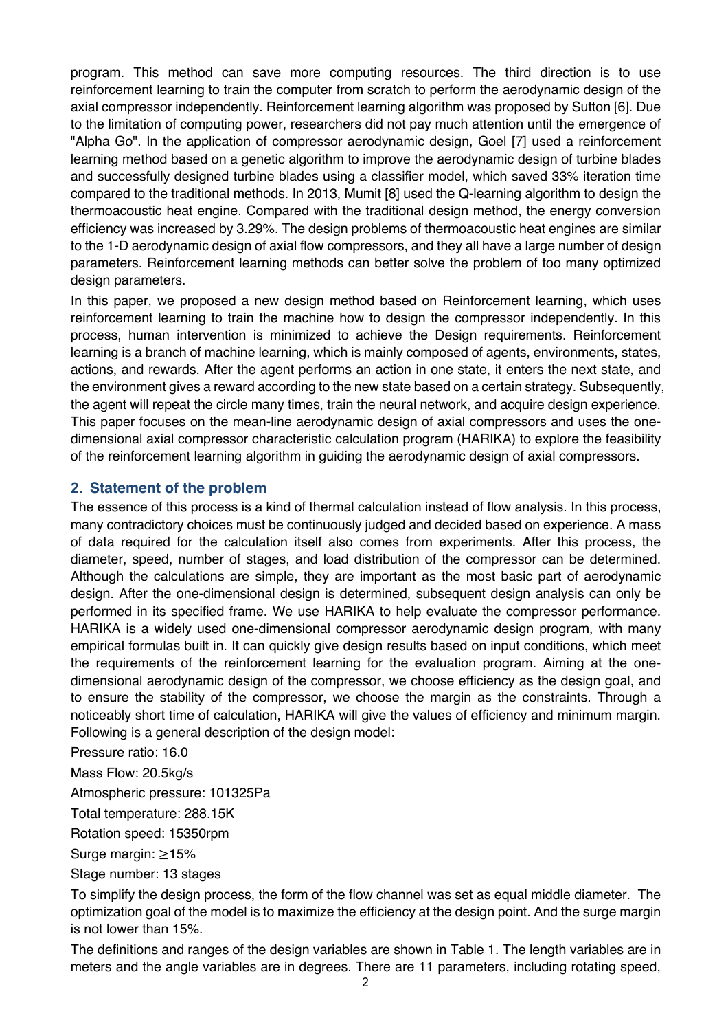program. This method can save more computing resources. The third direction is to use reinforcement learning to train the computer from scratch to perform the aerodynamic design of the axial compressor independently. Reinforcement learning algorithm was proposed by Sutton [6]. Due to the limitation of computing power, researchers did not pay much attention until the emergence of "Alpha Go". In the application of compressor aerodynamic design, Goel [7] used a reinforcement learning method based on a genetic algorithm to improve the aerodynamic design of turbine blades and successfully designed turbine blades using a classifier model, which saved 33% iteration time compared to the traditional methods. In 2013, Mumit [8] used the Q-learning algorithm to design the thermoacoustic heat engine. Compared with the traditional design method, the energy conversion efficiency was increased by 3.29%. The design problems of thermoacoustic heat engines are similar to the 1-D aerodynamic design of axial flow compressors, and they all have a large number of design parameters. Reinforcement learning methods can better solve the problem of too many optimized design parameters.

In this paper, we proposed a new design method based on Reinforcement learning, which uses reinforcement learning to train the machine how to design the compressor independently. In this process, human intervention is minimized to achieve the Design requirements. Reinforcement learning is a branch of machine learning, which is mainly composed of agents, environments, states, actions, and rewards. After the agent performs an action in one state, it enters the next state, and the environment gives a reward according to the new state based on a certain strategy. Subsequently, the agent will repeat the circle many times, train the neural network, and acquire design experience. This paper focuses on the mean-line aerodynamic design of axial compressors and uses the one-dimensional axial compressor characteristic calculation program (HARIKA) to explore the feasibility of the reinforcement learning algorithm in guiding the aerodynamic design of axial compressors.

## 2. Statement of the problem

The essence of this process is a kind of thermal calculation instead of flow analysis. In this process, many contradictory choices must be continuously judged and decided based on experience. A mass of data required for the calculation itself also comes from experiments. After this process, the diameter, speed, number of stages, and load distribution of the compressor can be determined. Although the calculations are simple, they are important as the most basic part of aerodynamic design. After the one-dimensional design is determined, subsequent design analysis can only be performed in its specified frame. We use HARIKA to help evaluate the compressor performance. HARIKA is a widely used one-dimensional compressor aerodynamic design program, with many empirical formulas built in. It can quickly give design results based on input conditions, which meet the requirements of the reinforcement learning for the evaluation program. Aiming at the one-dimensional aerodynamic design of the compressor, we choose efficiency as the design goal, and to ensure the stability of the compressor, we choose the margin as the constraints. Through a noticeably short time of calculation, HARIKA will give the values of efficiency and minimum margin. Following is a general description of the design model:

Pressure ratio: 16.0

Mass Flow: 20.5kg/s

Atmospheric pressure: 101325Pa

Total temperature: 288.15K

Rotation speed: 15350rpm

Surge margin: ≥15%

Stage number: 13 stages

To simplify the design process, the form of the flow channel was set as equal middle diameter. The optimization goal of the model is to maximize the efficiency at the design point. And the surge margin is not lower than 15%.

The definitions and ranges of the design variables are shown in Table 1. The length variables are in meters and the angle variables are in degrees. There are 11 parameters, including rotating speed,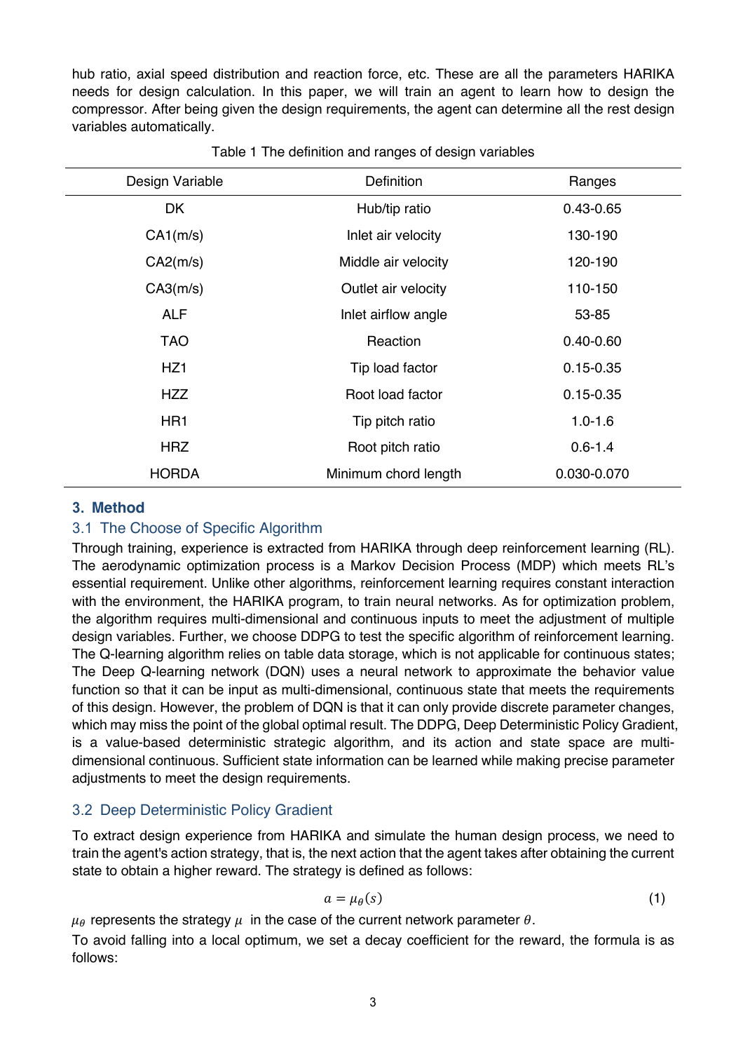hub ratio, axial speed distribution and reaction force, etc. These are all the parameters HARIKA needs for design calculation. In this paper, we will train an agent to learn how to design the compressor. After being given the design requirements, the agent can determine all the rest design variables automatically.

Table 1 The definition and ranges of design variables

| Design Variable | Definition | Ranges |
|---|---|---|
| DK | Hub/tip ratio | 0.43-0.65 |
| CA1(m/s) | Inlet air velocity | 130-190 |
| CA2(m/s) | Middle air velocity | 120-190 |
| CA3(m/s) | Outlet air velocity | 110-150 |
| ALF | Inlet airflow angle | 53-85 |
| TAO | Reaction | 0.40-0.60 |
| HZ1 | Tip load factor | 0.15-0.35 |
| HZZ | Root load factor | 0.15-0.35 |
| HR1 | Tip pitch ratio | 1.0-1.6 |
| HRZ | Root pitch ratio | 0.6-1.4 |
| HORDA | Minimum chord length | 0.030-0.070 |

## 3. Method

### 3.1 The Choose of Specific Algorithm

Through training, experience is extracted from HARIKA through deep reinforcement learning (RL). The aerodynamic optimization process is a Markov Decision Process (MDP) which meets RL's essential requirement. Unlike other algorithms, reinforcement learning requires constant interaction with the environment, the HARIKA program, to train neural networks. As for optimization problem, the algorithm requires multi-dimensional and continuous inputs to meet the adjustment of multiple design variables. Further, we choose DDPG to test the specific algorithm of reinforcement learning. The Q-learning algorithm relies on table data storage, which is not applicable for continuous states; The Deep Q-learning network (DQN) uses a neural network to approximate the behavior value function so that it can be input as multi-dimensional, continuous state that meets the requirements of this design. However, the problem of DQN is that it can only provide discrete parameter changes, which may miss the point of the global optimal result. The DDPG, Deep Deterministic Policy Gradient, is a value-based deterministic strategic algorithm, and its action and state space are multi-dimensional continuous. Sufficient state information can be learned while making precise parameter adjustments to meet the design requirements.

### 3.2 Deep Deterministic Policy Gradient

To extract design experience from HARIKA and simulate the human design process, we need to train the agent's action strategy, that is, the next action that the agent takes after obtaining the current state to obtain a higher reward. The strategy is defined as follows:

$$a = \mu_\theta(s) \tag{1}$$

$\mu_\theta$ represents the strategy $\mu$ in the case of the current network parameter $\theta$.

To avoid falling into a local optimum, we set a decay coefficient for the reward, the formula is as follows: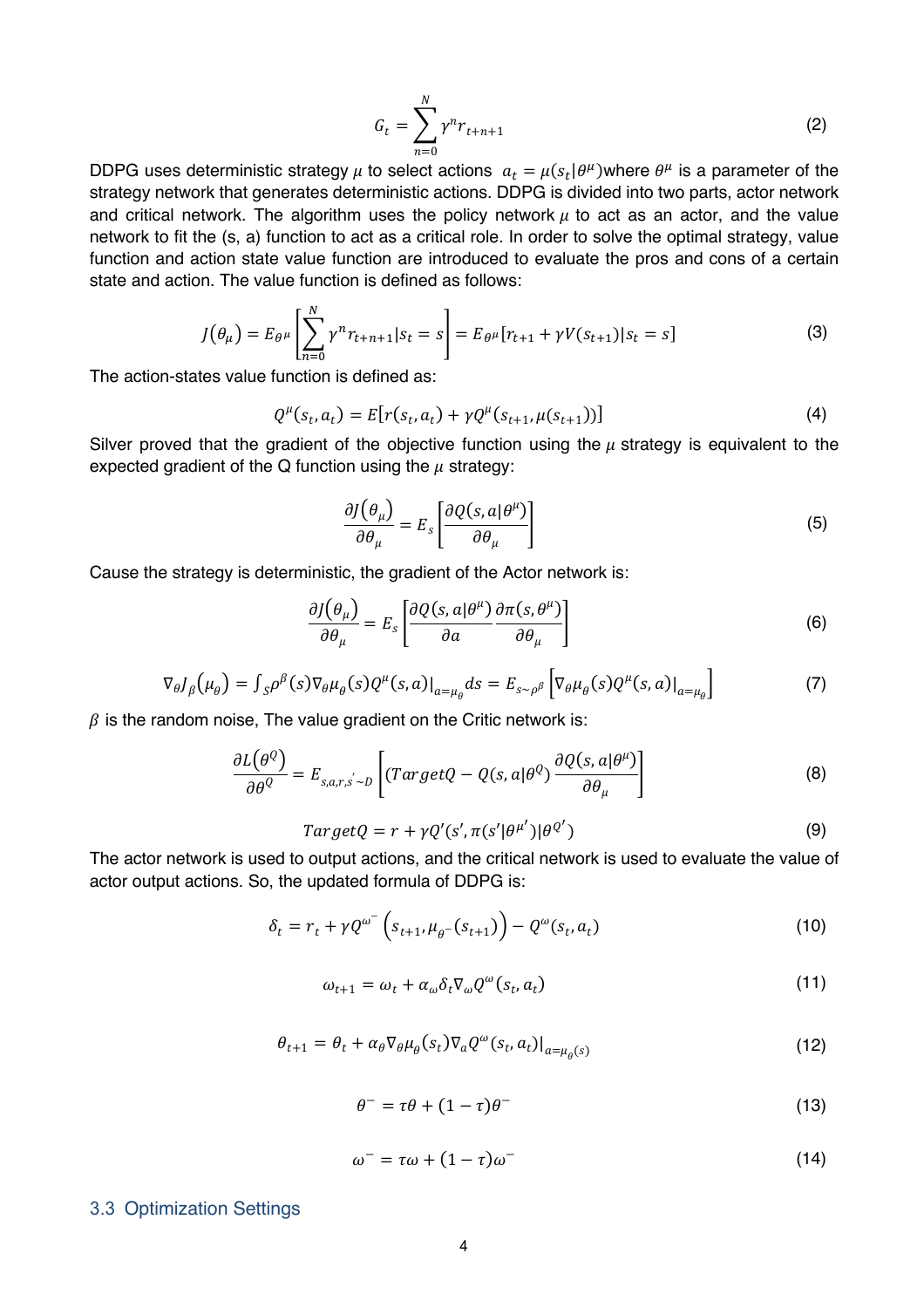$$G_t = \sum_{n=0}^{N} \gamma^n r_{t+n+1} \tag{2}$$

DDPG uses deterministic strategy $\mu$ to select actions $a_t = \mu(s_t|\theta^\mu)$ where $\theta^\mu$ is a parameter of the strategy network that generates deterministic actions. DDPG is divided into two parts, actor network and critical network. The algorithm uses the policy network $\mu$ to act as an actor, and the value network to fit the (s, a) function to act as a critical role. In order to solve the optimal strategy, value function and action state value function are introduced to evaluate the pros and cons of a certain state and action. The value function is defined as follows:

$$J(\theta_\mu) = E_{\theta^\mu}\left[\sum_{n=0}^{N} \gamma^n r_{t+n+1}|s_t = s\right] = E_{\theta^\mu}[r_{t+1} + \gamma V(s_{t+1})|s_t = s] \tag{3}$$

The action-states value function is defined as:

$$Q^\mu(s_t, a_t) = E[r(s_t, a_t) + \gamma Q^\mu(s_{t+1}, \mu(s_{t+1}))] \tag{4}$$

Silver proved that the gradient of the objective function using the $\mu$ strategy is equivalent to the expected gradient of the Q function using the $\mu$ strategy:

$$\frac{\partial J(\theta_\mu)}{\partial \theta_\mu} = E_s\left[\frac{\partial Q(s, a|\theta^\mu)}{\partial \theta_\mu}\right] \tag{5}$$

Cause the strategy is deterministic, the gradient of the Actor network is:

$$\frac{\partial J(\theta_\mu)}{\partial \theta_\mu} = E_s\left[\frac{\partial Q(s, a|\theta^\mu)}{\partial a}\frac{\partial \pi(s, \theta^\mu)}{\partial \theta_\mu}\right] \tag{6}$$

$$\nabla_\theta J_\beta(\mu_\theta) = \int_S \rho^\beta(s) \nabla_\theta \mu_\theta(s) Q^\mu(s, a)|_{a=\mu_\theta} ds = E_{s\sim\rho^\beta}\left[\nabla_\theta \mu_\theta(s) Q^\mu(s, a)|_{a=\mu_\theta}\right] \tag{7}$$

$\beta$ is the random noise, The value gradient on the Critic network is:

$$\frac{\partial L(\theta^Q)}{\partial \theta^Q} = E_{s,a,r,s'\sim D}\left[(TargetQ - Q(s, a|\theta^Q)\frac{\partial Q(s, a|\theta^\mu)}{\partial \theta_\mu}\right] \tag{8}$$

$$TargetQ = r + \gamma Q'(s', \pi(s'|\theta^{\mu'})|\theta^{Q'}) \tag{9}$$

The actor network is used to output actions, and the critical network is used to evaluate the value of actor output actions. So, the updated formula of DDPG is:

$$\delta_t = r_t + \gamma Q^{\omega^-}\left(s_{t+1}, \mu_{\theta^-}(s_{t+1})\right) - Q^\omega(s_t, a_t) \tag{10}$$

$$\omega_{t+1} = \omega_t + \alpha_\omega \delta_t \nabla_\omega Q^\omega(s_t, a_t) \tag{11}$$

$$\theta_{t+1} = \theta_t + \alpha_\theta \nabla_\theta \mu_\theta(s_t) \nabla_a Q^\omega(s_t, a_t)|_{a=\mu_\theta(s)} \tag{12}$$

$$\theta^- = \tau\theta + (1-\tau)\theta^- \tag{13}$$

$$\omega^- = \tau\omega + (1-\tau)\omega^- \tag{14}$$

### 3.3 Optimization Settings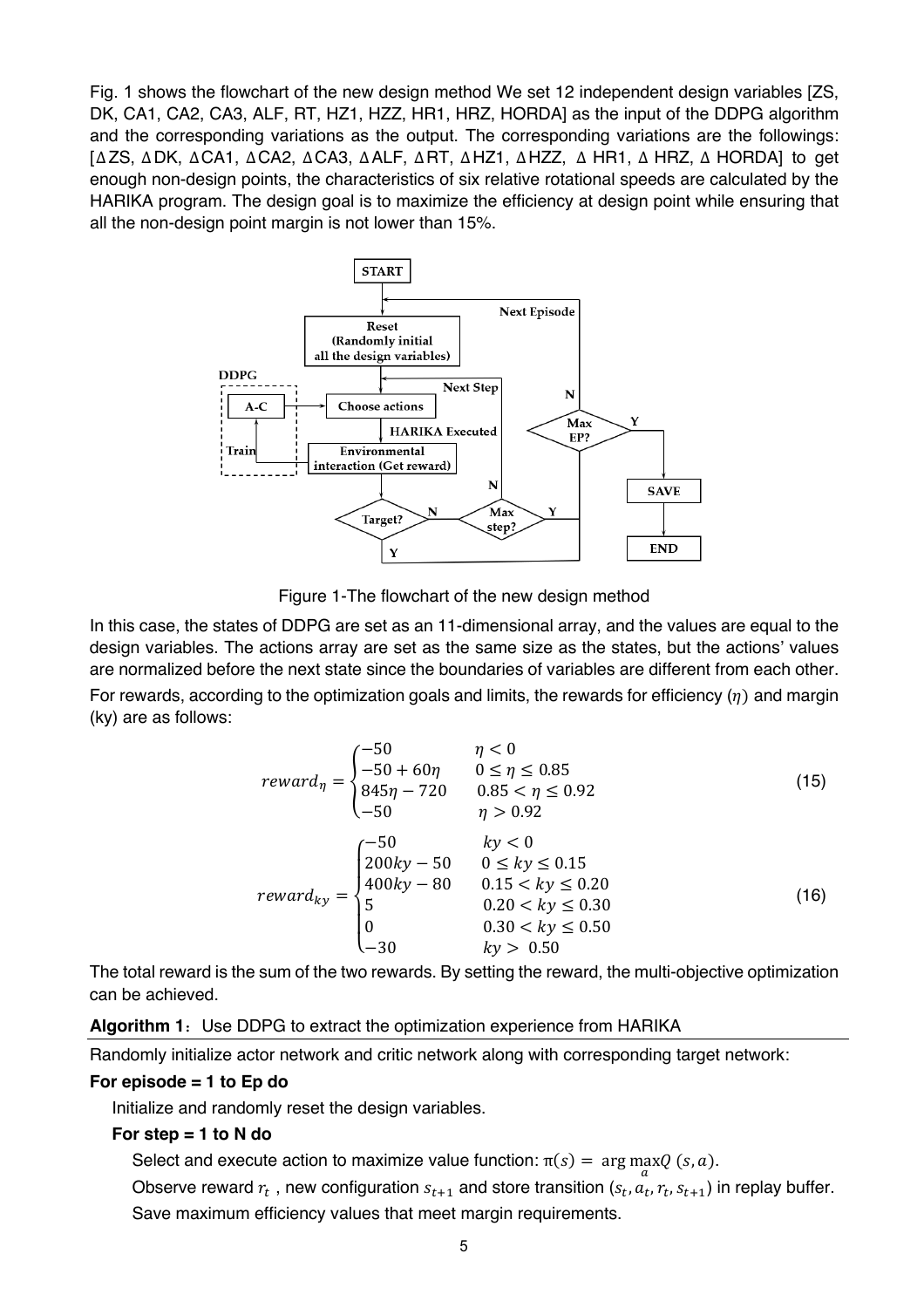Fig. 1 shows the flowchart of the new design method We set 12 independent design variables [ZS, DK, CA1, CA2, CA3, ALF, RT, HZ1, HZZ, HR1, HRZ, HORDA] as the input of the DDPG algorithm and the corresponding variations as the output. The corresponding variations are the followings: [ΔZS, ΔDK, ΔCA1, ΔCA2, ΔCA3, ΔALF, ΔRT, ΔHZ1, ΔHZZ, Δ HR1, Δ HRZ, Δ HORDA] to get enough non-design points, the characteristics of six relative rotational speeds are calculated by the HARIKA program. The design goal is to maximize the efficiency at design point while ensuring that all the non-design point margin is not lower than 15%.

Figure 1-The flowchart of the new design method

In this case, the states of DDPG are set as an 11-dimensional array, and the values are equal to the design variables. The actions array are set as the same size as the states, but the actions' values are normalized before the next state since the boundaries of variables are different from each other.

For rewards, according to the optimization goals and limits, the rewards for efficiency ($\eta$) and margin (ky) are as follows:

$$reward_{\eta} = \begin{cases} -50 & \eta < 0 \\ -50 + 60\eta & 0 \le \eta \le 0.85 \\ 845\eta - 720 & 0.85 < \eta \le 0.92 \\ -50 & \eta > 0.92 \end{cases} \tag{15}$$

$$reward_{ky} = \begin{cases} -50 & ky < 0 \\ 200ky - 50 & 0 \le ky \le 0.15 \\ 400ky - 80 & 0.15 < ky \le 0.20 \\ 5 & 0.20 < ky \le 0.30 \\ 0 & 0.30 < ky \le 0.50 \\ -30 & ky > 0.50 \end{cases} \tag{16}$$

The total reward is the sum of the two rewards. By setting the reward, the multi-objective optimization can be achieved.

**Algorithm 1**：Use DDPG to extract the optimization experience from HARIKA

Randomly initialize actor network and critic network along with corresponding target network:

**For episode = 1 to Ep do**

Initialize and randomly reset the design variables.

**For step = 1 to N do**

Select and execute action to maximize value function: $\pi(s) = \arg\max_{a} Q\,(s, a)$.

Observe reward $r_t$ , new configuration $s_{t+1}$ and store transition $(s_t, a_t, r_t, s_{t+1})$ in replay buffer.

Save maximum efficiency values that meet margin requirements.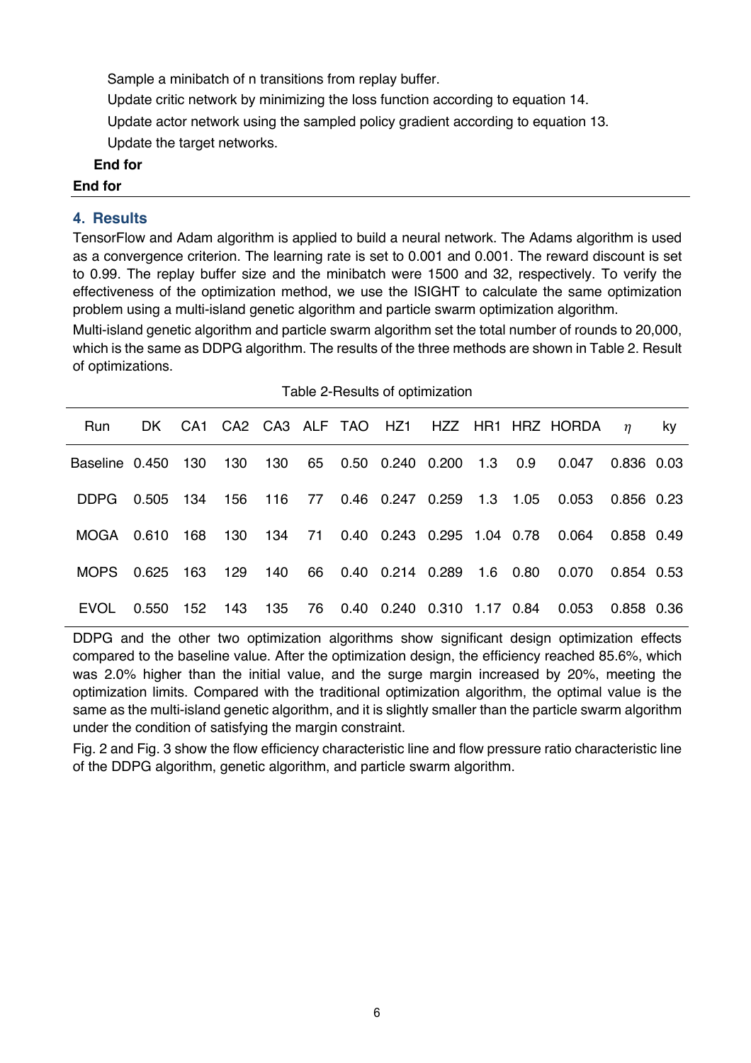Sample a minibatch of n transitions from replay buffer.

Update critic network by minimizing the loss function according to equation 14.

Update actor network using the sampled policy gradient according to equation 13.

Update the target networks.

**End for**

**End for**

## 4. Results

TensorFlow and Adam algorithm is applied to build a neural network. The Adams algorithm is used as a convergence criterion. The learning rate is set to 0.001 and 0.001. The reward discount is set to 0.99. The replay buffer size and the minibatch were 1500 and 32, respectively. To verify the effectiveness of the optimization method, we use the ISIGHT to calculate the same optimization problem using a multi-island genetic algorithm and particle swarm optimization algorithm.

Multi-island genetic algorithm and particle swarm algorithm set the total number of rounds to 20,000, which is the same as DDPG algorithm. The results of the three methods are shown in Table 2. Result of optimizations.

Table 2-Results of optimization

| Run | DK | CA1 | CA2 | CA3 | ALF | TAO | HZ1 | HZZ | HR1 | HRZ | HORDA | $\eta$ | ky |
|---|---|---|---|---|---|---|---|---|---|---|---|---|---|
| Baseline | 0.450 | 130 | 130 | 130 | 65 | 0.50 | 0.240 | 0.200 | 1.3 | 0.9 | 0.047 | 0.836 | 0.03 |
| DDPG | 0.505 | 134 | 156 | 116 | 77 | 0.46 | 0.247 | 0.259 | 1.3 | 1.05 | 0.053 | 0.856 | 0.23 |
| MOGA | 0.610 | 168 | 130 | 134 | 71 | 0.40 | 0.243 | 0.295 | 1.04 | 0.78 | 0.064 | 0.858 | 0.49 |
| MOPS | 0.625 | 163 | 129 | 140 | 66 | 0.40 | 0.214 | 0.289 | 1.6 | 0.80 | 0.070 | 0.854 | 0.53 |
| EVOL | 0.550 | 152 | 143 | 135 | 76 | 0.40 | 0.240 | 0.310 | 1.17 | 0.84 | 0.053 | 0.858 | 0.36 |

DDPG and the other two optimization algorithms show significant design optimization effects compared to the baseline value. After the optimization design, the efficiency reached 85.6%, which was 2.0% higher than the initial value, and the surge margin increased by 20%, meeting the optimization limits. Compared with the traditional optimization algorithm, the optimal value is the same as the multi-island genetic algorithm, and it is slightly smaller than the particle swarm algorithm under the condition of satisfying the margin constraint.

Fig. 2 and Fig. 3 show the flow efficiency characteristic line and flow pressure ratio characteristic line of the DDPG algorithm, genetic algorithm, and particle swarm algorithm.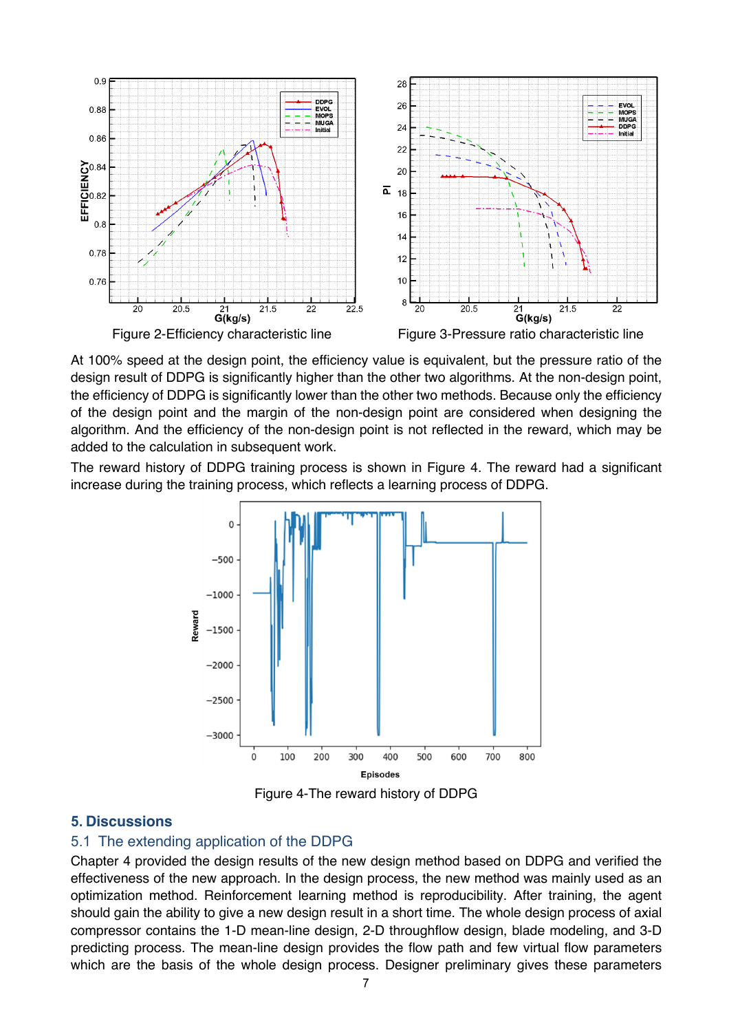Figure 2-Efficiency characteristic line

Figure 3-Pressure ratio characteristic line

At 100% speed at the design point, the efficiency value is equivalent, but the pressure ratio of the design result of DDPG is significantly higher than the other two algorithms. At the non-design point, the efficiency of DDPG is significantly lower than the other two methods. Because only the efficiency of the design point and the margin of the non-design point are considered when designing the algorithm. And the efficiency of the non-design point is not reflected in the reward, which may be added to the calculation in subsequent work.

The reward history of DDPG training process is shown in Figure 4. The reward had a significant increase during the training process, which reflects a learning process of DDPG.

Figure 4-The reward history of DDPG

## 5. Discussions

### 5.1 The extending application of the DDPG

Chapter 4 provided the design results of the new design method based on DDPG and verified the effectiveness of the new approach. In the design process, the new method was mainly used as an optimization method. Reinforcement learning method is reproducibility. After training, the agent should gain the ability to give a new design result in a short time. The whole design process of axial compressor contains the 1-D mean-line design, 2-D throughflow design, blade modeling, and 3-D predicting process. The mean-line design provides the flow path and few virtual flow parameters which are the basis of the whole design process. Designer preliminary gives these parameters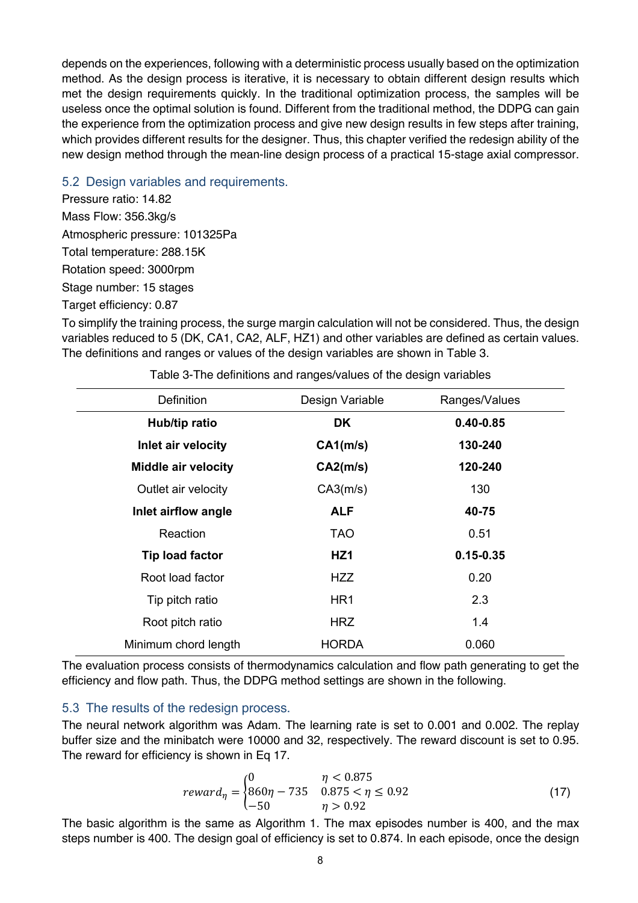depends on the experiences, following with a deterministic process usually based on the optimization method. As the design process is iterative, it is necessary to obtain different design results which met the design requirements quickly. In the traditional optimization process, the samples will be useless once the optimal solution is found. Different from the traditional method, the DDPG can gain the experience from the optimization process and give new design results in few steps after training, which provides different results for the designer. Thus, this chapter verified the redesign ability of the new design method through the mean-line design process of a practical 15-stage axial compressor.

## 5.2 Design variables and requirements.

Pressure ratio: 14.82

Mass Flow: 356.3kg/s

Atmospheric pressure: 101325Pa

Total temperature: 288.15K

Rotation speed: 3000rpm

Stage number: 15 stages

Target efficiency: 0.87

To simplify the training process, the surge margin calculation will not be considered. Thus, the design variables reduced to 5 (DK, CA1, CA2, ALF, HZ1) and other variables are defined as certain values. The definitions and ranges or values of the design variables are shown in Table 3.

Table 3-The definitions and ranges/values of the design variables

| Definition | Design Variable | Ranges/Values |
|---|---|---|
| **Hub/tip ratio** | **DK** | **0.40-0.85** |
| **Inlet air velocity** | **CA1(m/s)** | **130-240** |
| **Middle air velocity** | **CA2(m/s)** | **120-240** |
| Outlet air velocity | CA3(m/s) | 130 |
| **Inlet airflow angle** | **ALF** | **40-75** |
| Reaction | TAO | 0.51 |
| **Tip load factor** | **HZ1** | **0.15-0.35** |
| Root load factor | HZZ | 0.20 |
| Tip pitch ratio | HR1 | 2.3 |
| Root pitch ratio | HRZ | 1.4 |
| Minimum chord length | HORDA | 0.060 |

The evaluation process consists of thermodynamics calculation and flow path generating to get the efficiency and flow path. Thus, the DDPG method settings are shown in the following.

## 5.3 The results of the redesign process.

The neural network algorithm was Adam. The learning rate is set to 0.001 and 0.002. The replay buffer size and the minibatch were 10000 and 32, respectively. The reward discount is set to 0.95. The reward for efficiency is shown in Eq 17.

$$reward_{\eta} = \begin{cases} 0 & \eta < 0.875 \\ 860\eta - 735 & 0.875 < \eta \leq 0.92 \\ -50 & \eta > 0.92 \end{cases} \tag{17}$$

The basic algorithm is the same as Algorithm 1. The max episodes number is 400, and the max steps number is 400. The design goal of efficiency is set to 0.874. In each episode, once the design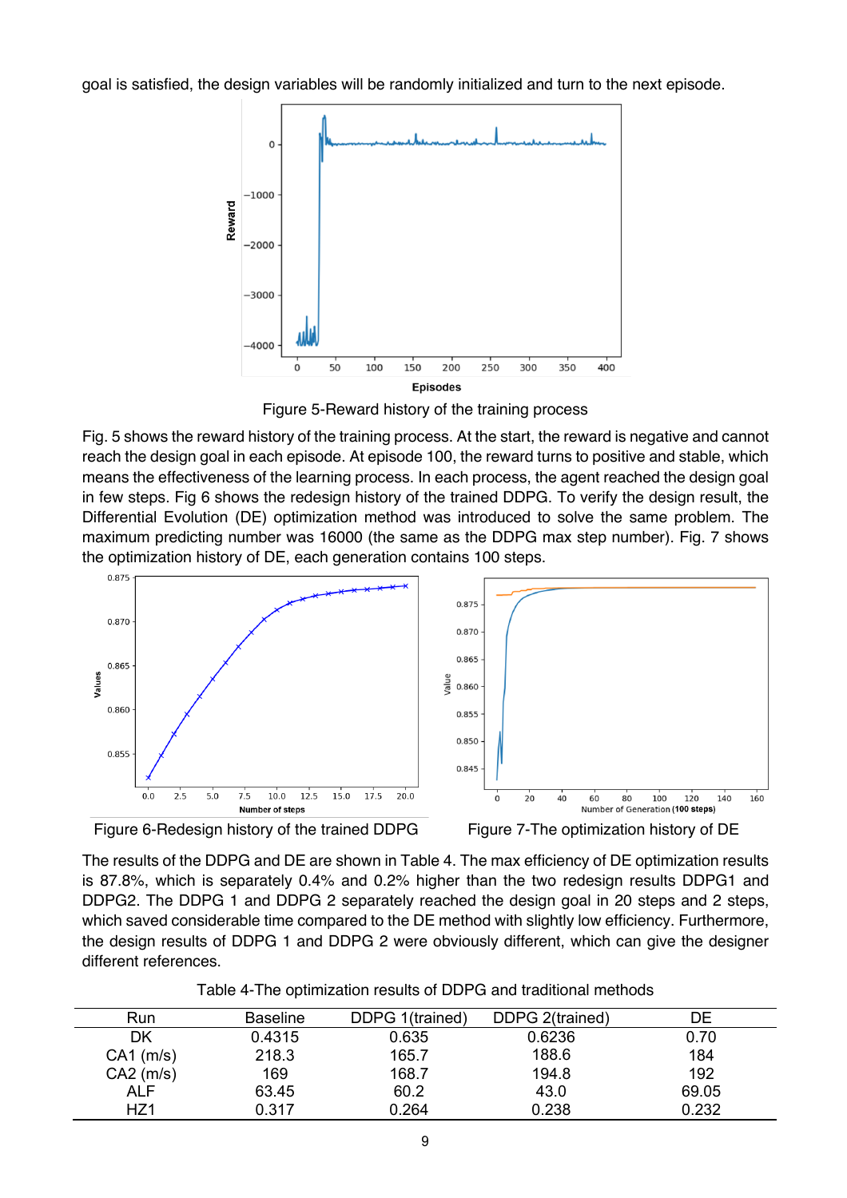goal is satisfied, the design variables will be randomly initialized and turn to the next episode.

Figure 5-Reward history of the training process

Fig. 5 shows the reward history of the training process. At the start, the reward is negative and cannot reach the design goal in each episode. At episode 100, the reward turns to positive and stable, which means the effectiveness of the learning process. In each process, the agent reached the design goal in few steps. Fig 6 shows the redesign history of the trained DDPG. To verify the design result, the Differential Evolution (DE) optimization method was introduced to solve the same problem. The maximum predicting number was 16000 (the same as the DDPG max step number). Fig. 7 shows the optimization history of DE, each generation contains 100 steps.

Figure 6-Redesign history of the trained DDPG

Figure 7-The optimization history of DE

The results of the DDPG and DE are shown in Table 4. The max efficiency of DE optimization results is 87.8%, which is separately 0.4% and 0.2% higher than the two redesign results DDPG1 and DDPG2. The DDPG 1 and DDPG 2 separately reached the design goal in 20 steps and 2 steps, which saved considerable time compared to the DE method with slightly low efficiency. Furthermore, the design results of DDPG 1 and DDPG 2 were obviously different, which can give the designer different references.

Table 4-The optimization results of DDPG and traditional methods

| Run | Baseline | DDPG 1(trained) | DDPG 2(trained) | DE |
|---|---|---|---|---|
| DK | 0.4315 | 0.635 | 0.6236 | 0.70 |
| CA1 (m/s) | 218.3 | 165.7 | 188.6 | 184 |
| CA2 (m/s) | 169 | 168.7 | 194.8 | 192 |
| ALF | 63.45 | 60.2 | 43.0 | 69.05 |
| HZ1 | 0.317 | 0.264 | 0.238 | 0.232 |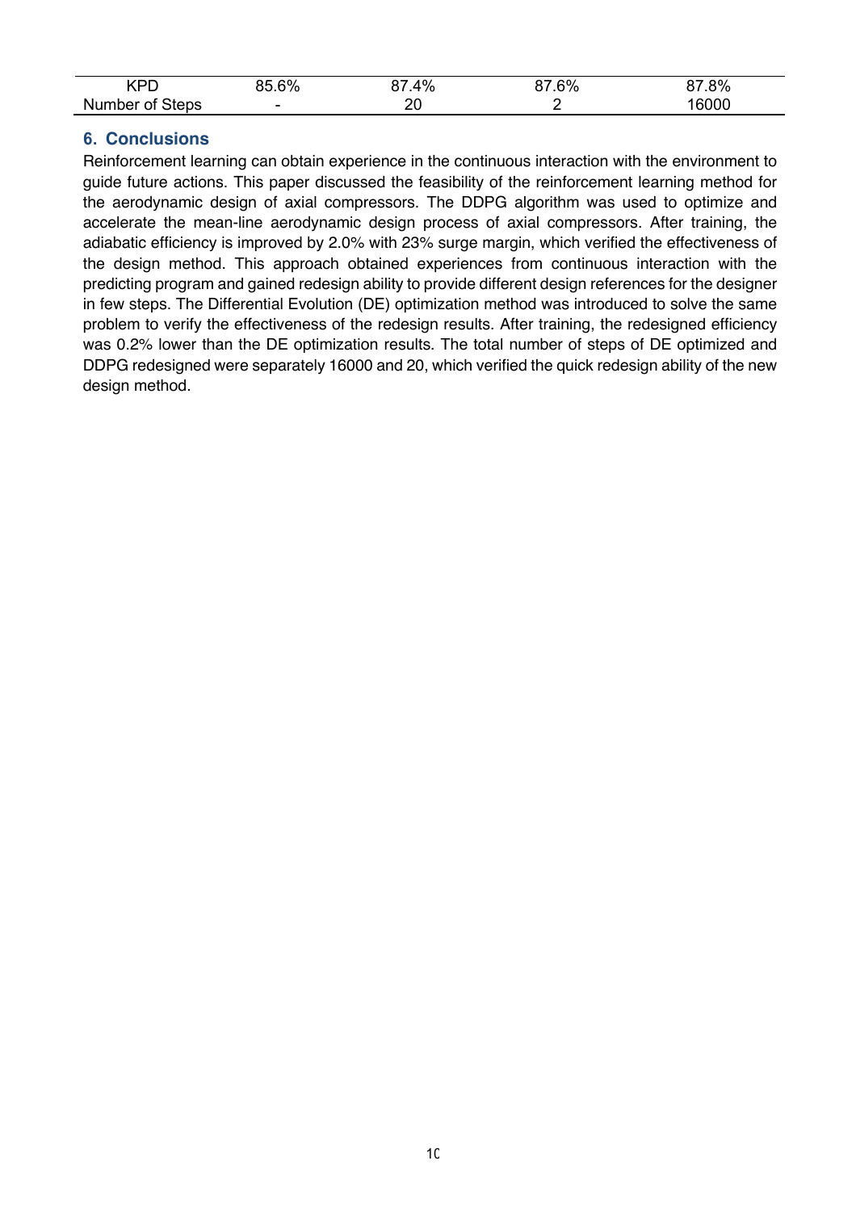| KPD | 85.6% | 87.4% | 87.6% | 87.8% |
|---|---|---|---|---|
| Number of Steps | - | 20 | 2 | 16000 |

## 6. Conclusions

Reinforcement learning can obtain experience in the continuous interaction with the environment to guide future actions. This paper discussed the feasibility of the reinforcement learning method for the aerodynamic design of axial compressors. The DDPG algorithm was used to optimize and accelerate the mean-line aerodynamic design process of axial compressors. After training, the adiabatic efficiency is improved by 2.0% with 23% surge margin, which verified the effectiveness of the design method. This approach obtained experiences from continuous interaction with the predicting program and gained redesign ability to provide different design references for the designer in few steps. The Differential Evolution (DE) optimization method was introduced to solve the same problem to verify the effectiveness of the redesign results. After training, the redesigned efficiency was 0.2% lower than the DE optimization results. The total number of steps of DE optimized and DDPG redesigned were separately 16000 and 20, which verified the quick redesign ability of the new design method.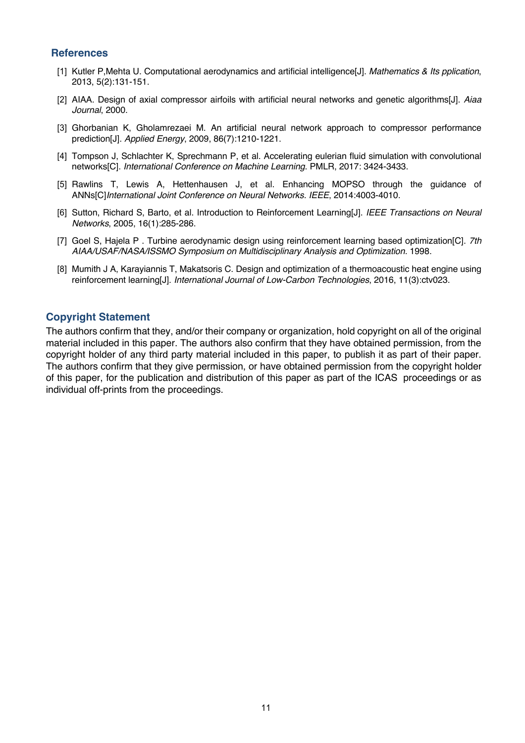## References

[1] Kutler P,Mehta U. Computational aerodynamics and artificial intelligence[J]. *Mathematics & Its pplication*, 2013, 5(2):131-151.

[2] AIAA. Design of axial compressor airfoils with artificial neural networks and genetic algorithms[J]. *Aiaa Journal*, 2000.

[3] Ghorbanian K, Gholamrezaei M. An artificial neural network approach to compressor performance prediction[J]. *Applied Energy*, 2009, 86(7):1210-1221.

[4] Tompson J, Schlachter K, Sprechmann P, et al. Accelerating eulerian fluid simulation with convolutional networks[C]. *International Conference on Machine Learning*. PMLR, 2017: 3424-3433.

[5] Rawlins T, Lewis A, Hettenhausen J, et al. Enhancing MOPSO through the guidance of ANNs[C]*International Joint Conference on Neural Networks. IEEE*, 2014:4003-4010.

[6] Sutton, Richard S, Barto, et al. Introduction to Reinforcement Learning[J]. *IEEE Transactions on Neural Networks*, 2005, 16(1):285-286.

[7] Goel S, Hajela P . Turbine aerodynamic design using reinforcement learning based optimization[C]. *7th AIAA/USAF/NASA/ISSMO Symposium on Multidisciplinary Analysis and Optimization.* 1998.

[8] Mumith J A, Karayiannis T, Makatsoris C. Design and optimization of a thermoacoustic heat engine using reinforcement learning[J]. *International Journal of Low-Carbon Technologies*, 2016, 11(3):ctv023.

## Copyright Statement

The authors confirm that they, and/or their company or organization, hold copyright on all of the original material included in this paper. The authors also confirm that they have obtained permission, from the copyright holder of any third party material included in this paper, to publish it as part of their paper. The authors confirm that they give permission, or have obtained permission from the copyright holder of this paper, for the publication and distribution of this paper as part of the ICAS proceedings or as individual off-prints from the proceedings.